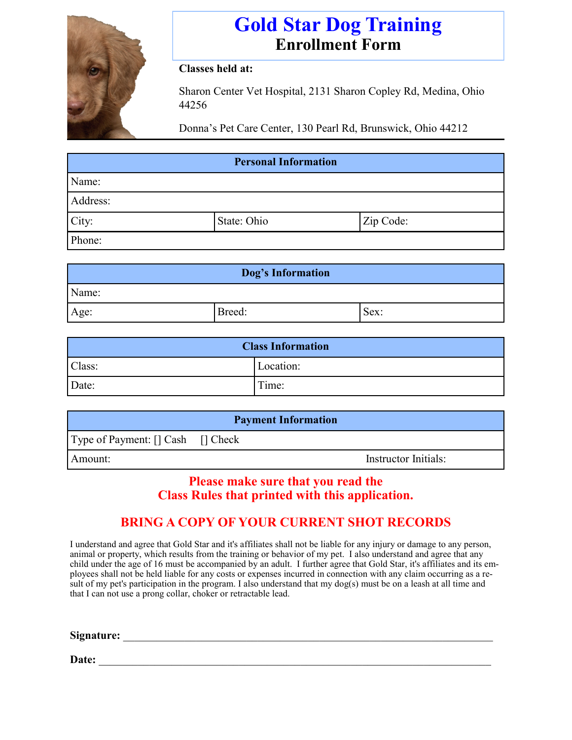# Gold Star Dog Training

## Enrollment Form

**Classes held at:**

Sharon Center Vet Hospital, 2131 Sharon Copley Rd, Medina, Ohio 44256

Donna's Pet Care Center, 130 Pearl Rd, Brunswick, Ohio 44212

| Personal Information | | |
|---|---|---|
| Name: | | |
| Address: | | |
| City: | State: Ohio | Zip Code: |
| Phone: | | |

| Dog's Information | | |
|---|---|---|
| Name: | | |
| Age: | Breed: | Sex: |

| Class Information | |
|---|---|
| Class: | Location: |
| Date: | Time: |

| Payment Information | |
|---|---|
| Type of Payment: [] Cash [] Check | |
| Amount: | Instructor Initials: |

**Please make sure that you read the Class Rules that printed with this application.**

**BRING A COPY OF YOUR CURRENT SHOT RECORDS**

I understand and agree that Gold Star and it's affiliates shall not be liable for any injury or damage to any person, animal or property, which results from the training or behavior of my pet. I also understand and agree that any child under the age of 16 must be accompanied by an adult. I further agree that Gold Star, it's affiliates and its employees shall not be held liable for any costs or expenses incurred in connection with any claim occurring as a result of my pet's participation in the program. I also understand that my dog(s) must be on a leash at all time and that I can not use a prong collar, choker or retractable lead.

**Signature:** ______________________________________________

**Date:** ______________________________________________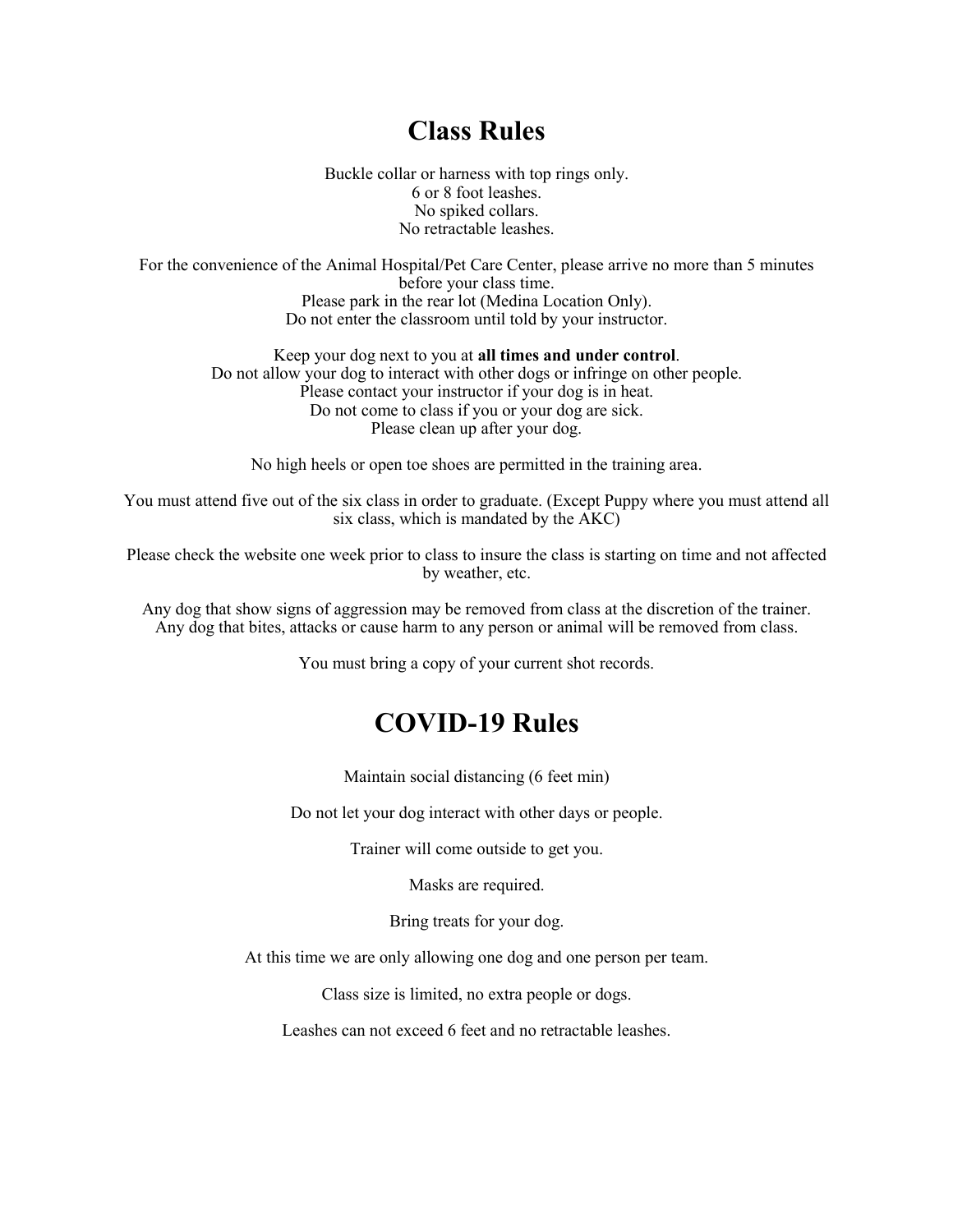# Class Rules

Buckle collar or harness with top rings only.
6 or 8 foot leashes.
No spiked collars.
No retractable leashes.

For the convenience of the Animal Hospital/Pet Care Center, please arrive no more than 5 minutes before your class time.
Please park in the rear lot (Medina Location Only).
Do not enter the classroom until told by your instructor.

Keep your dog next to you at **all times and under control**.
Do not allow your dog to interact with other dogs or infringe on other people.
Please contact your instructor if your dog is in heat.
Do not come to class if you or your dog are sick.
Please clean up after your dog.

No high heels or open toe shoes are permitted in the training area.

You must attend five out of the six class in order to graduate. (Except Puppy where you must attend all six class, which is mandated by the AKC)

Please check the website one week prior to class to insure the class is starting on time and not affected by weather, etc.

Any dog that show signs of aggression may be removed from class at the discretion of the trainer.
Any dog that bites, attacks or cause harm to any person or animal will be removed from class.

You must bring a copy of your current shot records.

# COVID-19 Rules

Maintain social distancing (6 feet min)

Do not let your dog interact with other days or people.

Trainer will come outside to get you.

Masks are required.

Bring treats for your dog.

At this time we are only allowing one dog and one person per team.

Class size is limited, no extra people or dogs.

Leashes can not exceed 6 feet and no retractable leashes.